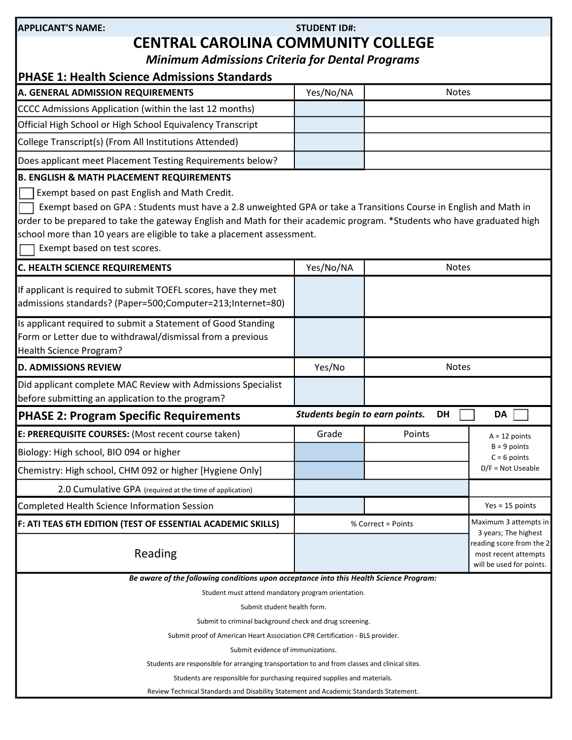**APPLICANT'S NAME:** **STUDENT ID#:**

# CENTRAL CAROLINA COMMUNITY COLLEGE

***Minimum Admissions Criteria for Dental Programs***

## PHASE 1: Health Science Admissions Standards

| A. GENERAL ADMISSION REQUIREMENTS | Yes/No/NA | Notes |
|---|---|---|
| CCCC Admissions Application (within the last 12 months) | | |
| Official High School or High School Equivalency Transcript | | |
| College Transcript(s) (From All Institutions Attended) | | |
| Does applicant meet Placement Testing Requirements below? | | |

**B. ENGLISH & MATH PLACEMENT REQUIREMENTS**

☐ Exempt based on past English and Math Credit.

☐ Exempt based on GPA : Students must have a 2.8 unweighted GPA or take a Transitions Course in English and Math in order to be prepared to take the gateway English and Math for their academic program. *Students who have graduated high school more than 10 years are eligible to take a placement assessment.

☐ Exempt based on test scores.

| C. HEALTH SCIENCE REQUIREMENTS | Yes/No/NA | Notes |
|---|---|---|
| If applicant is required to submit TOEFL scores, have they met admissions standards? (Paper=500;Computer=213;Internet=80) | | |
| Is applicant required to submit a Statement of Good Standing Form or Letter due to withdrawal/dismissal from a previous Health Science Program? | | |

| D. ADMISSIONS REVIEW | Yes/No | Notes |
|---|---|---|
| Did applicant complete MAC Review with Admissions Specialist before submitting an application to the program? | | |

## PHASE 2: Program Specific Requirements

***Students begin to earn points.*** **DH** ☐ **DA** ☐

| E: PREREQUISITE COURSES: (Most recent course taken) | Grade | Points | |
|---|---|---|---|
| Biology: High school, BIO 094 or higher | | | A = 12 points<br>B = 9 points<br>C = 6 points<br>D/F = Not Useable |
| Chemistry: High school, CHM 092 or higher [Hygiene Only] | | | |
| 2.0 Cumulative GPA (required at the time of application) | | | |
| Completed Health Science Information Session | | | Yes = 15 points |

| F: ATI TEAS 6TH EDITION (TEST OF ESSENTIAL ACADEMIC SKILLS) | % Correct = Points | |
|---|---|---|
| Reading | | Maximum 3 attempts in 3 years; The highest reading score from the 2 most recent attempts will be used for points. |

***Be aware of the following conditions upon acceptance into this Health Science Program:***

Student must attend mandatory program orientation.

Submit student health form.

Submit to criminal background check and drug screening.

Submit proof of American Heart Association CPR Certification - BLS provider.

Submit evidence of immunizations.

Students are responsible for arranging transportation to and from classes and clinical sites.

Students are responsible for purchasing required supplies and materials.

Review Technical Standards and Disability Statement and Academic Standards Statement.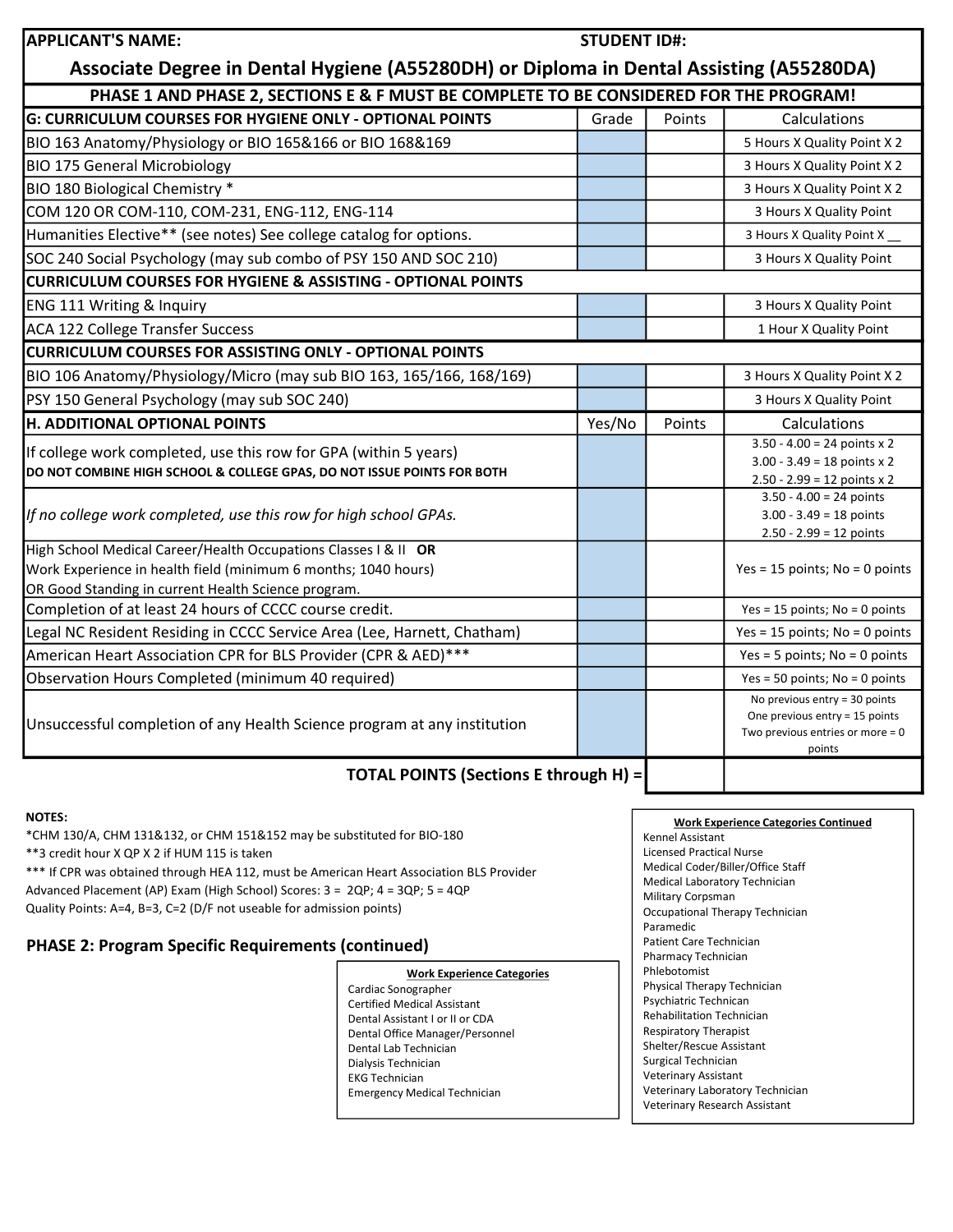| APPLICANT'S NAME: | | | STUDENT ID#: |
|---|---|---|---|
| **Associate Degree in Dental Hygiene (A55280DH) or Diploma in Dental Assisting (A55280DA)** | | | |
| **PHASE 1 AND PHASE 2, SECTIONS E & F MUST BE COMPLETE TO BE CONSIDERED FOR THE PROGRAM!** | | | |
| **G: CURRICULUM COURSES FOR HYGIENE ONLY - OPTIONAL POINTS** | Grade | Points | Calculations |
| BIO 163 Anatomy/Physiology or BIO 165&166 or BIO 168&169 | | | 5 Hours X Quality Point X 2 |
| BIO 175 General Microbiology | | | 3 Hours X Quality Point X 2 |
| BIO 180 Biological Chemistry * | | | 3 Hours X Quality Point X 2 |
| COM 120 OR COM-110, COM-231, ENG-112, ENG-114 | | | 3 Hours X Quality Point |
| Humanities Elective** (see notes) See college catalog for options. | | | 3 Hours X Quality Point X __ |
| SOC 240 Social Psychology (may sub combo of PSY 150 AND SOC 210) | | | 3 Hours X Quality Point |
| **CURRICULUM COURSES FOR HYGIENE & ASSISTING - OPTIONAL POINTS** | | | |
| ENG 111 Writing & Inquiry | | | 3 Hours X Quality Point |
| ACA 122 College Transfer Success | | | 1 Hour X Quality Point |
| **CURRICULUM COURSES FOR ASSISTING ONLY - OPTIONAL POINTS** | | | |
| BIO 106 Anatomy/Physiology/Micro (may sub BIO 163, 165/166, 168/169) | | | 3 Hours X Quality Point X 2 |
| PSY 150 General Psychology (may sub SOC 240) | | | 3 Hours X Quality Point |
| **H. ADDITIONAL OPTIONAL POINTS** | Yes/No | Points | Calculations |
| If college work completed, use this row for GPA (within 5 years) **DO NOT COMBINE HIGH SCHOOL & COLLEGE GPAS, DO NOT ISSUE POINTS FOR BOTH** | | | 3.50 - 4.00 = 24 points x 2<br>3.00 - 3.49 = 18 points x 2<br>2.50 - 2.99 = 12 points x 2 |
| *If no college work completed, use this row for high school GPAs.* | | | 3.50 - 4.00 = 24 points<br>3.00 - 3.49 = 18 points<br>2.50 - 2.99 = 12 points |
| High School Medical Career/Health Occupations Classes I & II **OR** Work Experience in health field (minimum 6 months; 1040 hours) OR Good Standing in current Health Science program. | | | Yes = 15 points; No = 0 points |
| Completion of at least 24 hours of CCCC course credit. | | | Yes = 15 points; No = 0 points |
| Legal NC Resident Residing in CCCC Service Area (Lee, Harnett, Chatham) | | | Yes = 15 points; No = 0 points |
| American Heart Association CPR for BLS Provider (CPR & AED)*** | | | Yes = 5 points; No = 0 points |
| Observation Hours Completed (minimum 40 required) | | | Yes = 50 points; No = 0 points |
| Unsuccessful completion of any Health Science program at any institution | | | No previous entry = 30 points<br>One previous entry = 15 points<br>Two previous entries or more = 0 points |
| **TOTAL POINTS (Sections E through H) =** | | | |

**NOTES:**

*CHM 130/A, CHM 131&132, or CHM 151&152 may be substituted for BIO-180

**3 credit hour X QP X 2 if HUM 115 is taken

*** If CPR was obtained through HEA 112, must be American Heart Association BLS Provider

Advanced Placement (AP) Exam (High School) Scores: 3 = 2QP; 4 = 3QP; 5 = 4QP

Quality Points: A=4, B=3, C=2 (D/F not useable for admission points)

## PHASE 2: Program Specific Requirements (continued)

**Work Experience Categories**

- Cardiac Sonographer
- Certified Medical Assistant
- Dental Assistant I or II or CDA
- Dental Office Manager/Personnel
- Dental Lab Technician
- Dialysis Technician
- EKG Technician
- Emergency Medical Technician

**Work Experience Categories Continued**

- Kennel Assistant
- Licensed Practical Nurse
- Medical Coder/Biller/Office Staff
- Medical Laboratory Technician
- Military Corpsman
- Occupational Therapy Technician
- Paramedic
- Patient Care Technician
- Pharmacy Technician
- Phlebotomist
- Physical Therapy Technician
- Psychiatric Technican
- Rehabilitation Technician
- Respiratory Therapist
- Shelter/Rescue Assistant
- Surgical Technician
- Veterinary Assistant
- Veterinary Laboratory Technician
- Veterinary Research Assistant